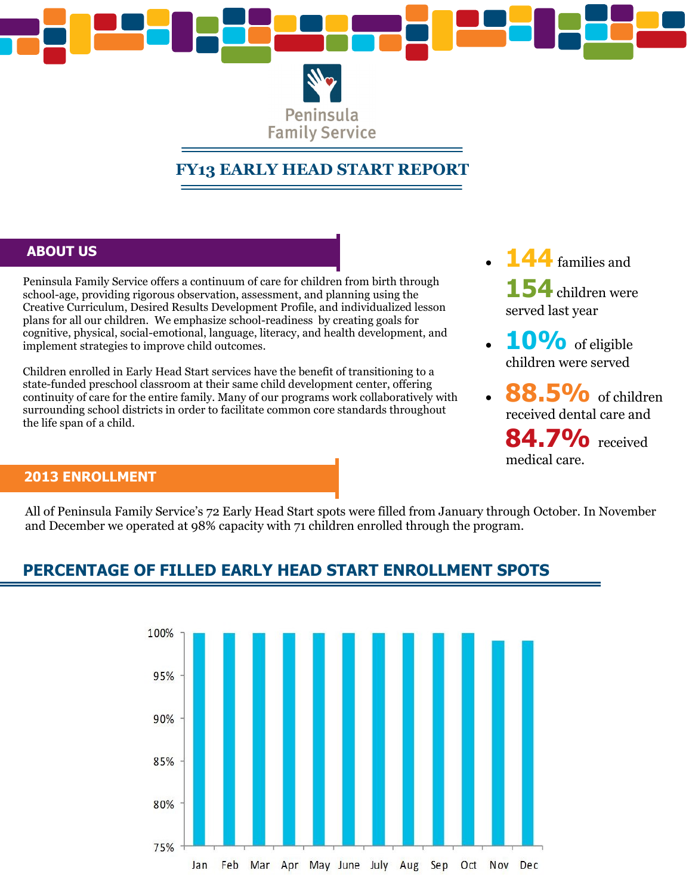Peninsula Family Service

# FY13 EARLY HEAD START REPORT

## ABOUT US

Peninsula Family Service offers a continuum of care for children from birth through school-age, providing rigorous observation, assessment, and planning using the Creative Curriculum, Desired Results Development Profile, and individualized lesson plans for all our children. We emphasize school-readiness by creating goals for cognitive, physical, social-emotional, language, literacy, and health development, and implement strategies to improve child outcomes.

Children enrolled in Early Head Start services have the benefit of transitioning to a state-funded preschool classroom at their same child development center, offering continuity of care for the entire family. Many of our programs work collaboratively with surrounding school districts in order to facilitate common core standards throughout the life span of a child.

- **144** families and **154** children were served last year
- **10%** of eligible children were served
- **88.5%** of children received dental care and **84.7%** received medical care.

## 2013 ENROLLMENT

All of Peninsula Family Service's 72 Early Head Start spots were filled from January through October. In November and December we operated at 98% capacity with 71 children enrolled through the program.

## PERCENTAGE OF FILLED EARLY HEAD START ENROLLMENT SPOTS

| Month | Percentage |
|---|---|
| Jan | 100% |
| Feb | 100% |
| Mar | 100% |
| Apr | 100% |
| May | 100% |
| June | 100% |
| July | 100% |
| Aug | 100% |
| Sep | 100% |
| Oct | 100% |
| Nov | 99% |
| Dec | 99% |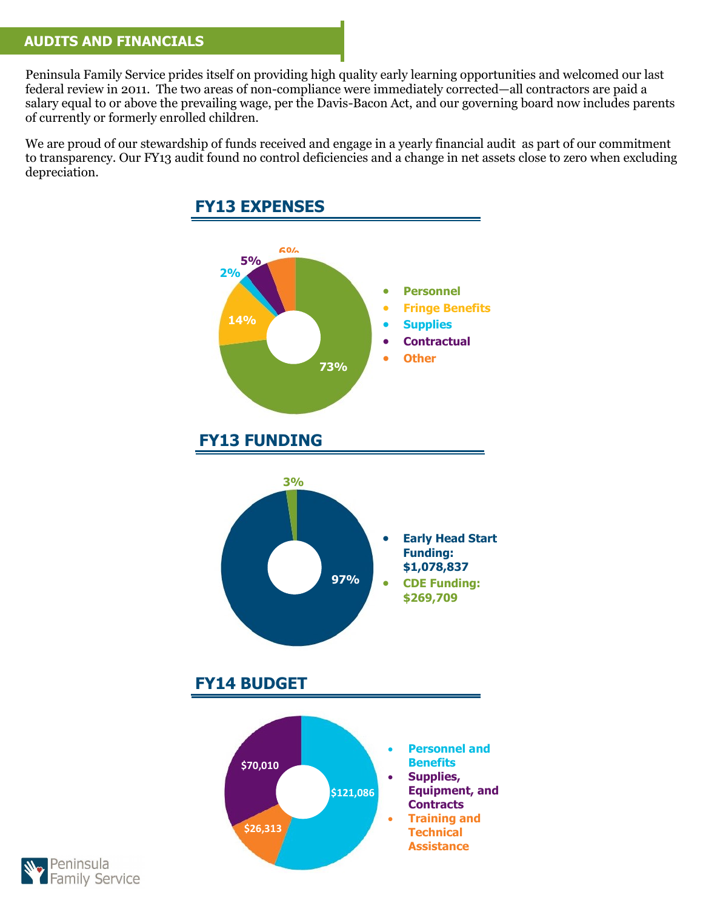## AUDITS AND FINANCIALS

Peninsula Family Service prides itself on providing high quality early learning opportunities and welcomed our last federal review in 2011. The two areas of non-compliance were immediately corrected—all contractors are paid a salary equal to or above the prevailing wage, per the Davis-Bacon Act, and our governing board now includes parents of currently or formerly enrolled children.

We are proud of our stewardship of funds received and engage in a yearly financial audit as part of our commitment to transparency. Our FY13 audit found no control deficiencies and a change in net assets close to zero when excluding depreciation.

### FY13 EXPENSES

- Personnel: 73%
- Fringe Benefits: 14%
- Supplies: 2%
- Contractual: 5%
- Other: 6%

### FY13 FUNDING

- Early Head Start Funding: $1,078,837 (97%)
- CDE Funding: $269,709 (3%)

### FY14 BUDGET

- Personnel and Benefits: $121,086
- Supplies, Equipment, and Contracts: $70,010
- Training and Technical Assistance: $26,313

Peninsula Family Service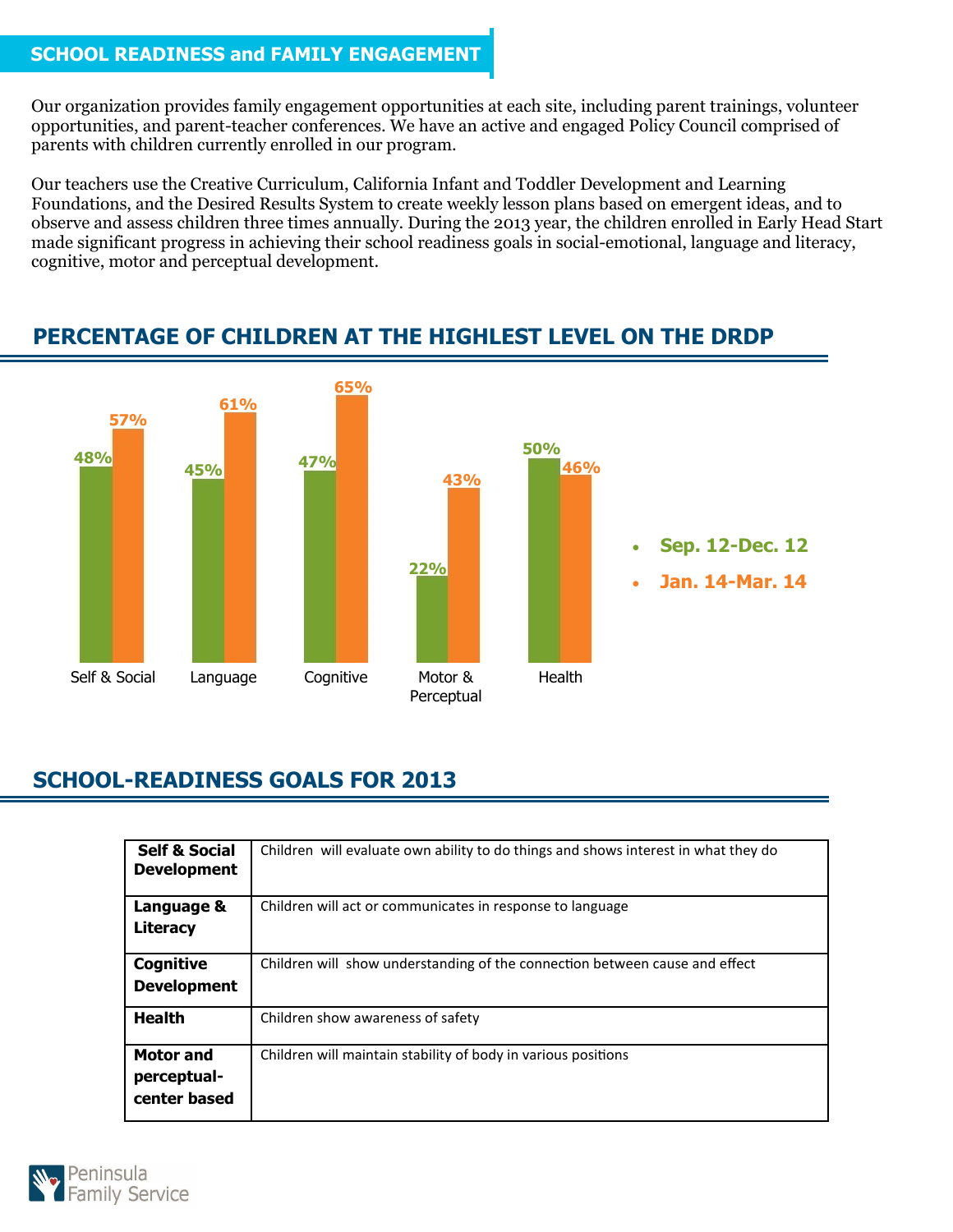## SCHOOL READINESS and FAMILY ENGAGEMENT

Our organization provides family engagement opportunities at each site, including parent trainings, volunteer opportunities, and parent-teacher conferences. We have an active and engaged Policy Council comprised of parents with children currently enrolled in our program.

Our teachers use the Creative Curriculum, California Infant and Toddler Development and Learning Foundations, and the Desired Results System to create weekly lesson plans based on emergent ideas, and to observe and assess children three times annually. During the 2013 year, the children enrolled in Early Head Start made significant progress in achieving their school readiness goals in social-emotional, language and literacy, cognitive, motor and perceptual development.

## PERCENTAGE OF CHILDREN AT THE HIGHLIEST LEVEL ON THE DRDP

Self & Social: 48%, 57%
Language: 45%, 61%
Cognitive: 47%, 65%
Motor & Perceptual: 22%, 43%
Health: 50%, 46%

- Sep. 12-Dec. 12
- Jan. 14-Mar. 14

## SCHOOL-READINESS GOALS FOR 2013

| | |
|---|---|
| **Self & Social Development** | Children will evaluate own ability to do things and shows interest in what they do |
| **Language & Literacy** | Children will act or communicates in response to language |
| **Cognitive Development** | Children will show understanding of the connection between cause and effect |
| **Health** | Children show awareness of safety |
| **Motor and perceptual-center based** | Children will maintain stability of body in various positions |

Peninsula Family Service